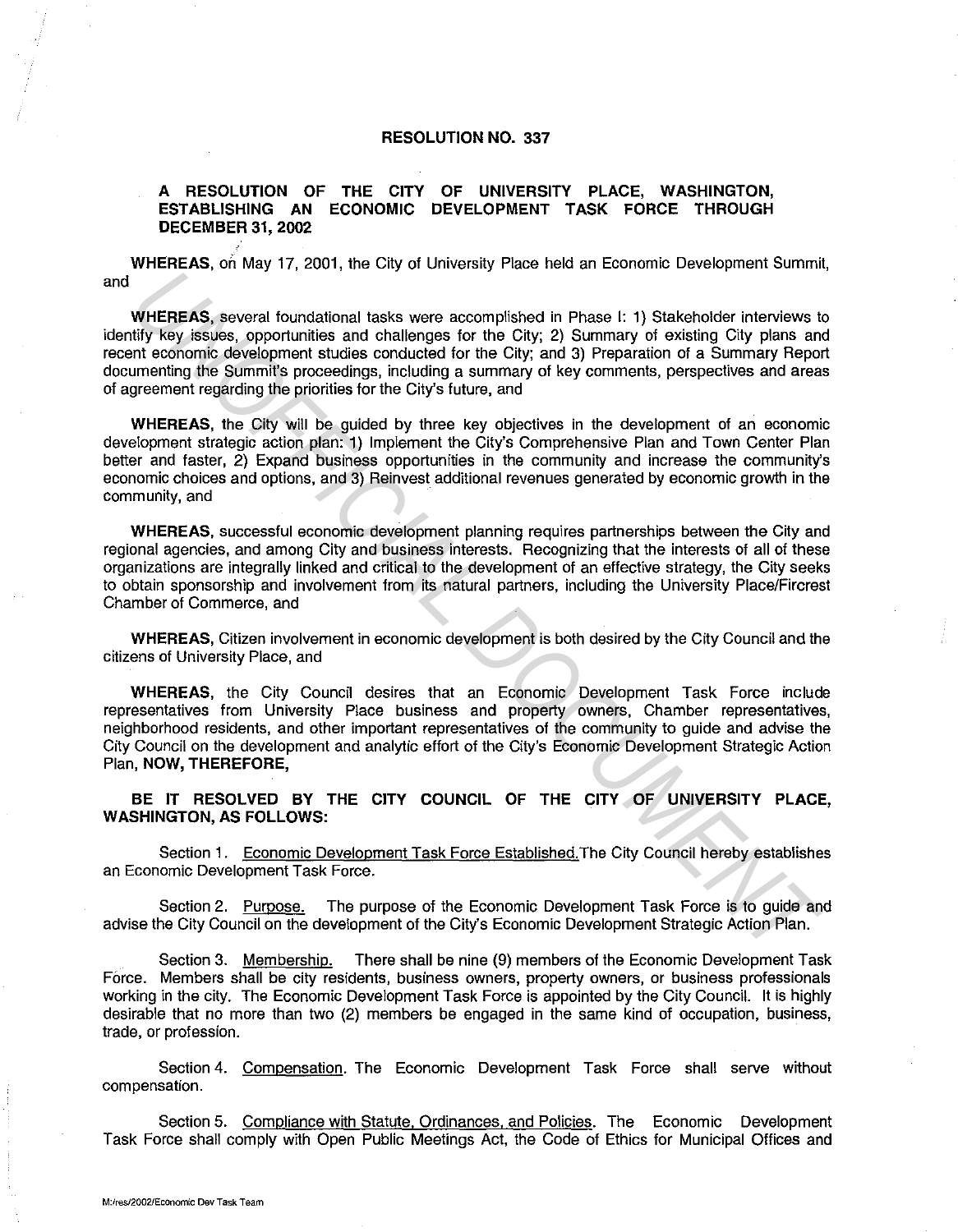# RESOLUTION NO. 337

## A RESOLUTION OF THE CITY OF UNIVERSITY PLACE, WASHINGTON, ESTABLISHING AN ECONOMIC DEVELOPMENT TASK FORCE THROUGH DECEMBER 31, 2002

**WHEREAS**, on May 17, 2001, the City of University Place held an Economic Development Summit, and

**WHEREAS**, several foundational tasks were accomplished in Phase I: 1) Stakeholder interviews to identify key issues, opportunities and challenges for the City; 2) Summary of existing City plans and recent economic development studies conducted for the City; and 3) Preparation of a Summary Report documenting the Summit's proceedings, including a summary of key comments, perspectives and areas of agreement regarding the priorities for the City's future, and

**WHEREAS**, the City will be guided by three key objectives in the development of an economic development strategic action plan: 1) Implement the City's Comprehensive Plan and Town Center Plan better and faster, 2) Expand business opportunities in the community and increase the community's economic choices and options, and 3) Reinvest additional revenues generated by economic growth in the community, and

**WHEREAS**, successful economic development planning requires partnerships between the City and regional agencies, and among City and business interests. Recognizing that the interests of all of these organizations are integrally linked and critical to the development of an effective strategy, the City seeks to obtain sponsorship and involvement from its natural partners, including the University Place/Fircrest Chamber of Commerce, and

**WHEREAS**, Citizen involvement in economic development is both desired by the City Council and the citizens of University Place, and

**WHEREAS**, the City Council desires that an Economic Development Task Force include representatives from University Place business and property owners, Chamber representatives, neighborhood residents, and other important representatives of the community to guide and advise the City Council on the development and analytic effort of the City's Economic Development Strategic Action Plan, **NOW, THEREFORE,**

**BE IT RESOLVED BY THE CITY COUNCIL OF THE CITY OF UNIVERSITY PLACE, WASHINGTON, AS FOLLOWS:**

Section 1. Economic Development Task Force Established. The City Council hereby establishes an Economic Development Task Force.

Section 2. Purpose. The purpose of the Economic Development Task Force is to guide and advise the City Council on the development of the City's Economic Development Strategic Action Plan.

Section 3. Membership. There shall be nine (9) members of the Economic Development Task Force. Members shall be city residents, business owners, property owners, or business professionals working in the city. The Economic Development Task Force is appointed by the City Council. It is highly desirable that no more than two (2) members be engaged in the same kind of occupation, business, trade, or profession.

Section 4. Compensation. The Economic Development Task Force shall serve without compensation.

Section 5. Compliance with Statute, Ordinances, and Policies. The Economic Development Task Force shall comply with Open Public Meetings Act, the Code of Ethics for Municipal Offices and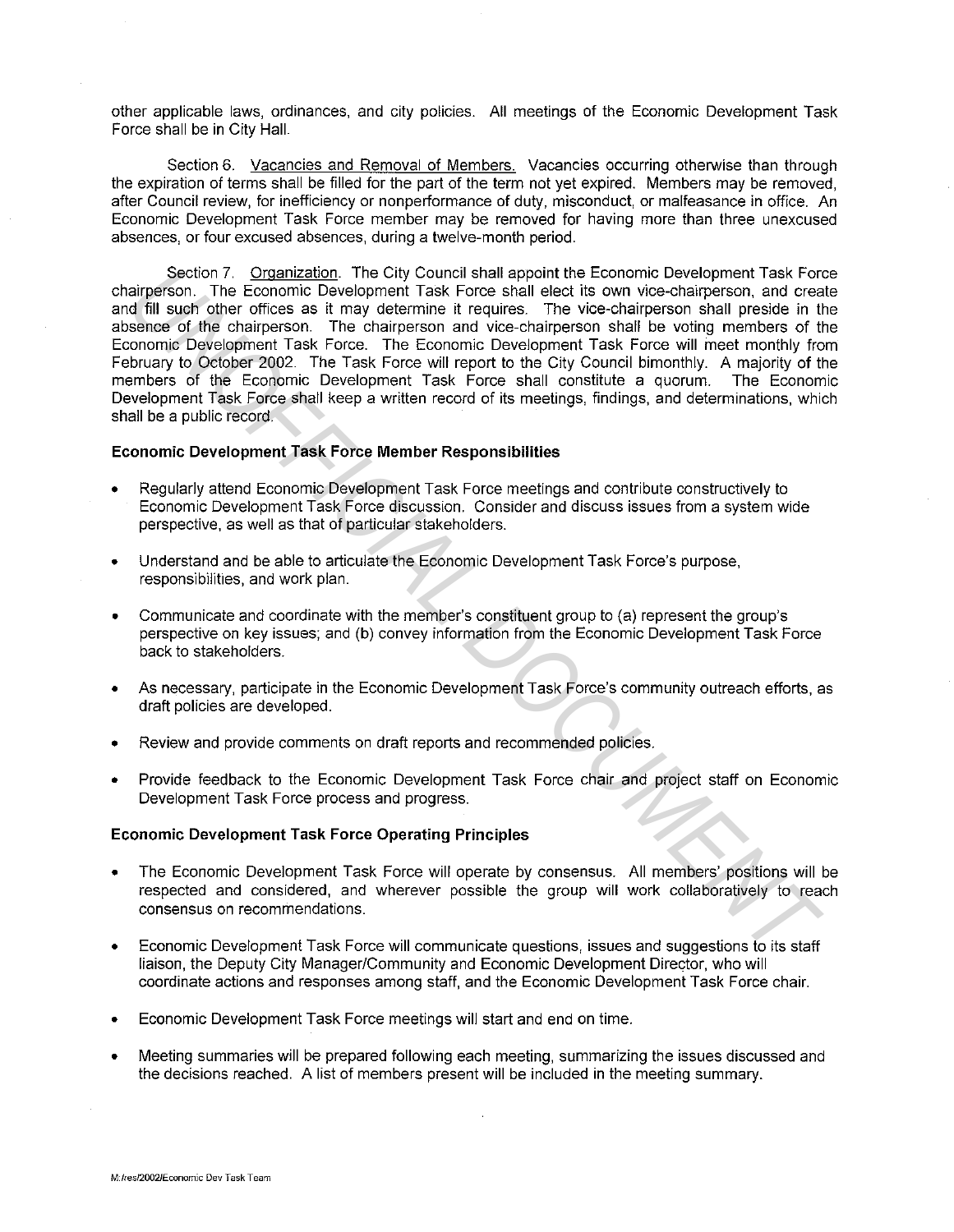other applicable laws, ordinances, and city policies. All meetings of the Economic Development Task Force shall be in City Hall.

Section 6. Vacancies and Removal of Members. Vacancies occurring otherwise than through the expiration of terms shall be filled for the part of the term not yet expired. Members may be removed, after Council review, for inefficiency or nonperformance of duty, misconduct, or malfeasance in office. An Economic Development Task Force member may be removed for having more than three unexcused absences, or four excused absences, during a twelve-month period.

Section 7. Organization. The City Council shall appoint the Economic Development Task Force chairperson. The Economic Development Task Force shall elect its own vice-chairperson, and create and fill such other offices as it may determine it requires. The vice-chairperson shall preside in the absence of the chairperson. The chairperson and vice-chairperson shall be voting members of the Economic Development Task Force. The Economic Development Task Force will meet monthly from February to October 2002. The Task Force will report to the City Council bimonthly. A majority of the members of the Economic Development Task Force shall constitute a quorum. The Economic Development Task Force shall keep a written record of its meetings, findings, and determinations, which shall be a public record.

**Economic Development Task Force Member Responsibilities**

- Regularly attend Economic Development Task Force meetings and contribute constructively to Economic Development Task Force discussion. Consider and discuss issues from a system wide perspective, as well as that of particular stakeholders.
- Understand and be able to articulate the Economic Development Task Force's purpose, responsibilities, and work plan.
- Communicate and coordinate with the member's constituent group to (a) represent the group's perspective on key issues; and (b) convey information from the Economic Development Task Force back to stakeholders.
- As necessary, participate in the Economic Development Task Force's community outreach efforts, as draft policies are developed.
- Review and provide comments on draft reports and recommended policies.
- Provide feedback to the Economic Development Task Force chair and project staff on Economic Development Task Force process and progress.

**Economic Development Task Force Operating Principles**

- The Economic Development Task Force will operate by consensus. All members' positions will be respected and considered, and wherever possible the group will work collaboratively to reach consensus on recommendations.
- Economic Development Task Force will communicate questions, issues and suggestions to its staff liaison, the Deputy City Manager/Community and Economic Development Director, who will coordinate actions and responses among staff, and the Economic Development Task Force chair.
- Economic Development Task Force meetings will start and end on time.
- Meeting summaries will be prepared following each meeting, summarizing the issues discussed and the decisions reached. A list of members present will be included in the meeting summary.

M:/res/2002/Economic Dev Task Team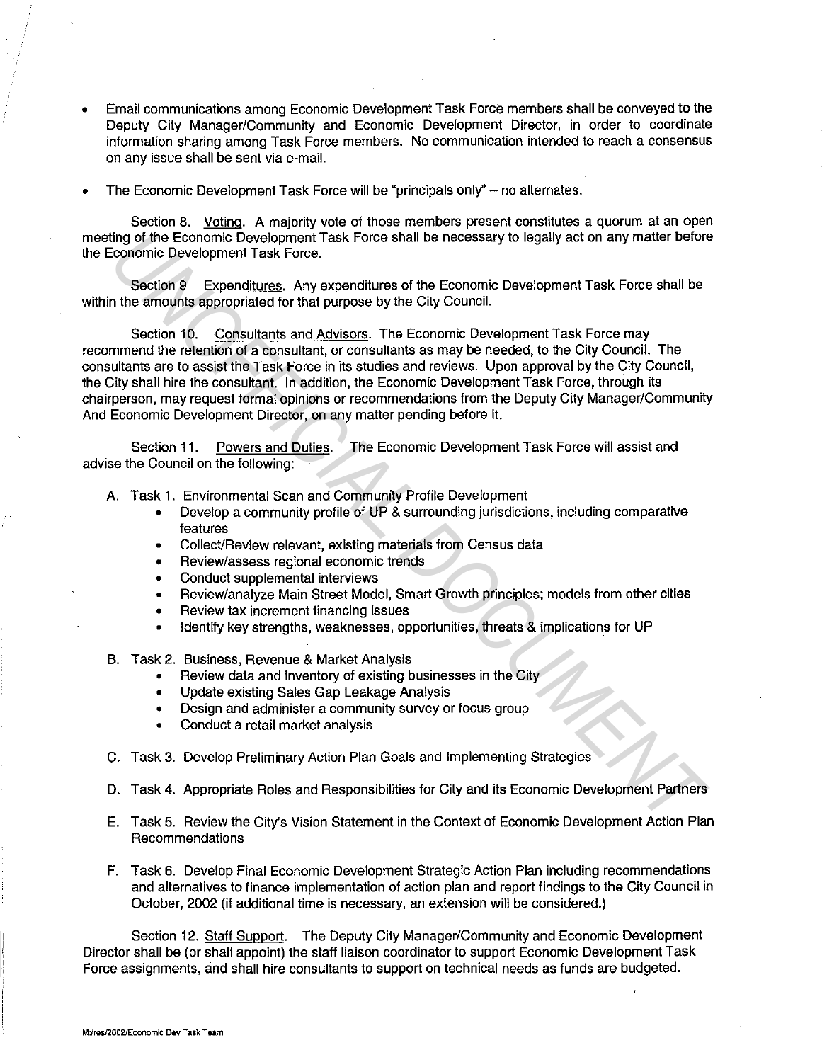- Email communications among Economic Development Task Force members shall be conveyed to the Deputy City Manager/Community and Economic Development Director, in order to coordinate information sharing among Task Force members. No communication intended to reach a consensus on any issue shall be sent via e-mail.

- The Economic Development Task Force will be "principals only" – no alternates.

Section 8. Voting. A majority vote of those members present constitutes a quorum at an open meeting of the Economic Development Task Force shall be necessary to legally act on any matter before the Economic Development Task Force.

Section 9 Expenditures. Any expenditures of the Economic Development Task Force shall be within the amounts appropriated for that purpose by the City Council.

Section 10. Consultants and Advisors. The Economic Development Task Force may recommend the retention of a consultant, or consultants as may be needed, to the City Council. The consultants are to assist the Task Force in its studies and reviews. Upon approval by the City Council, the City shall hire the consultant. In addition, the Economic Development Task Force, through its chairperson, may request formal opinions or recommendations from the Deputy City Manager/Community And Economic Development Director, on any matter pending before it.

Section 11. Powers and Duties. The Economic Development Task Force will assist and advise the Council on the following:

A. Task 1. Environmental Scan and Community Profile Development
   - Develop a community profile of UP & surrounding jurisdictions, including comparative features
   - Collect/Review relevant, existing materials from Census data
   - Review/assess regional economic trends
   - Conduct supplemental interviews
   - Review/analyze Main Street Model, Smart Growth principles; models from other cities
   - Review tax increment financing issues
   - Identify key strengths, weaknesses, opportunities, threats & implications for UP

B. Task 2. Business, Revenue & Market Analysis
   - Review data and inventory of existing businesses in the City
   - Update existing Sales Gap Leakage Analysis
   - Design and administer a community survey or focus group
   - Conduct a retail market analysis

C. Task 3. Develop Preliminary Action Plan Goals and Implementing Strategies

D. Task 4. Appropriate Roles and Responsibilities for City and its Economic Development Partners

E. Task 5. Review the City's Vision Statement in the Context of Economic Development Action Plan Recommendations

F. Task 6. Develop Final Economic Development Strategic Action Plan including recommendations and alternatives to finance implementation of action plan and report findings to the City Council in October, 2002 (if additional time is necessary, an extension will be considered.)

Section 12. Staff Support. The Deputy City Manager/Community and Economic Development Director shall be (or shall appoint) the staff liaison coordinator to support Economic Development Task Force assignments, and shall hire consultants to support on technical needs as funds are budgeted.

M:/res/2002/Economic Dev Task Team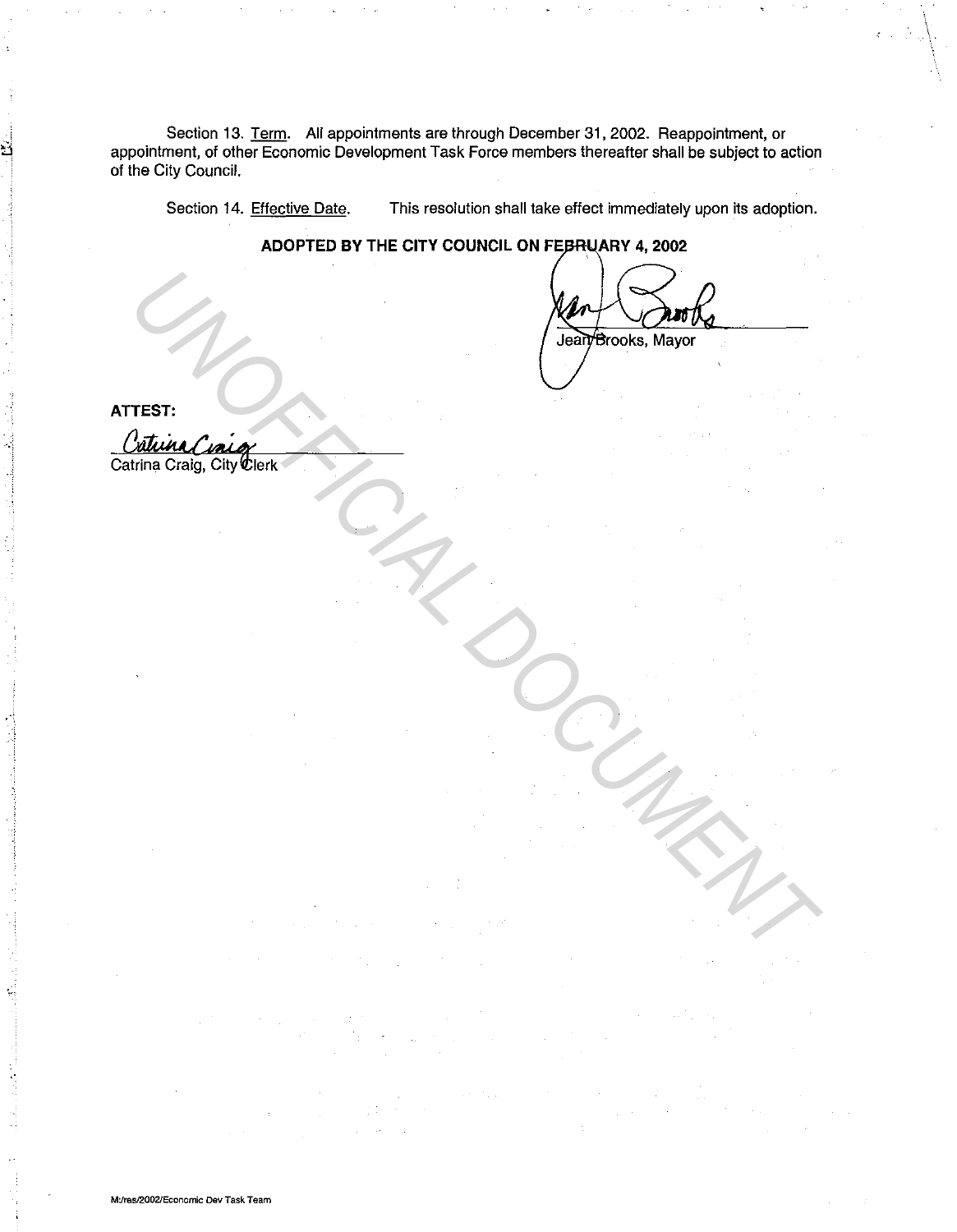Section 13. Term. All appointments are through December 31, 2002. Reappointment, or appointment, of other Economic Development Task Force members thereafter shall be subject to action of the City Council.

Section 14. Effective Date. This resolution shall take effect immediately upon its adoption.

**ADOPTED BY THE CITY COUNCIL ON FEBRUARY 4, 2002**

Jean Brooks, Mayor

**ATTEST:**

Catrina Craig, City Clerk

M:/res/2002/Economic Dev Task Team